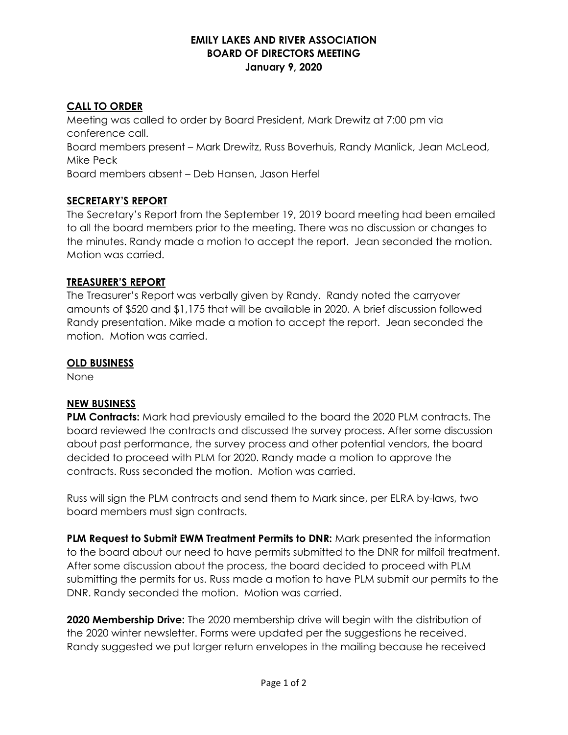# EMILY LAKES AND RIVER ASSOCIATION
## BOARD OF DIRECTORS MEETING
### January 9, 2020

**CALL TO ORDER**

Meeting was called to order by Board President, Mark Drewitz at 7:00 pm via conference call.
Board members present – Mark Drewitz, Russ Boverhuis, Randy Manlick, Jean McLeod, Mike Peck
Board members absent – Deb Hansen, Jason Herfel

**SECRETARY'S REPORT**

The Secretary's Report from the September 19, 2019 board meeting had been emailed to all the board members prior to the meeting. There was no discussion or changes to the minutes. Randy made a motion to accept the report. Jean seconded the motion. Motion was carried.

**TREASURER'S REPORT**

The Treasurer's Report was verbally given by Randy. Randy noted the carryover amounts of $520 and $1,175 that will be available in 2020. A brief discussion followed Randy presentation. Mike made a motion to accept the report. Jean seconded the motion. Motion was carried.

**OLD BUSINESS**

None

**NEW BUSINESS**

**PLM Contracts:** Mark had previously emailed to the board the 2020 PLM contracts. The board reviewed the contracts and discussed the survey process. After some discussion about past performance, the survey process and other potential vendors, the board decided to proceed with PLM for 2020. Randy made a motion to approve the contracts. Russ seconded the motion. Motion was carried.

Russ will sign the PLM contracts and send them to Mark since, per ELRA by-laws, two board members must sign contracts.

**PLM Request to Submit EWM Treatment Permits to DNR:** Mark presented the information to the board about our need to have permits submitted to the DNR for milfoil treatment. After some discussion about the process, the board decided to proceed with PLM submitting the permits for us. Russ made a motion to have PLM submit our permits to the DNR. Randy seconded the motion. Motion was carried.

**2020 Membership Drive:** The 2020 membership drive will begin with the distribution of the 2020 winter newsletter. Forms were updated per the suggestions he received. Randy suggested we put larger return envelopes in the mailing because he received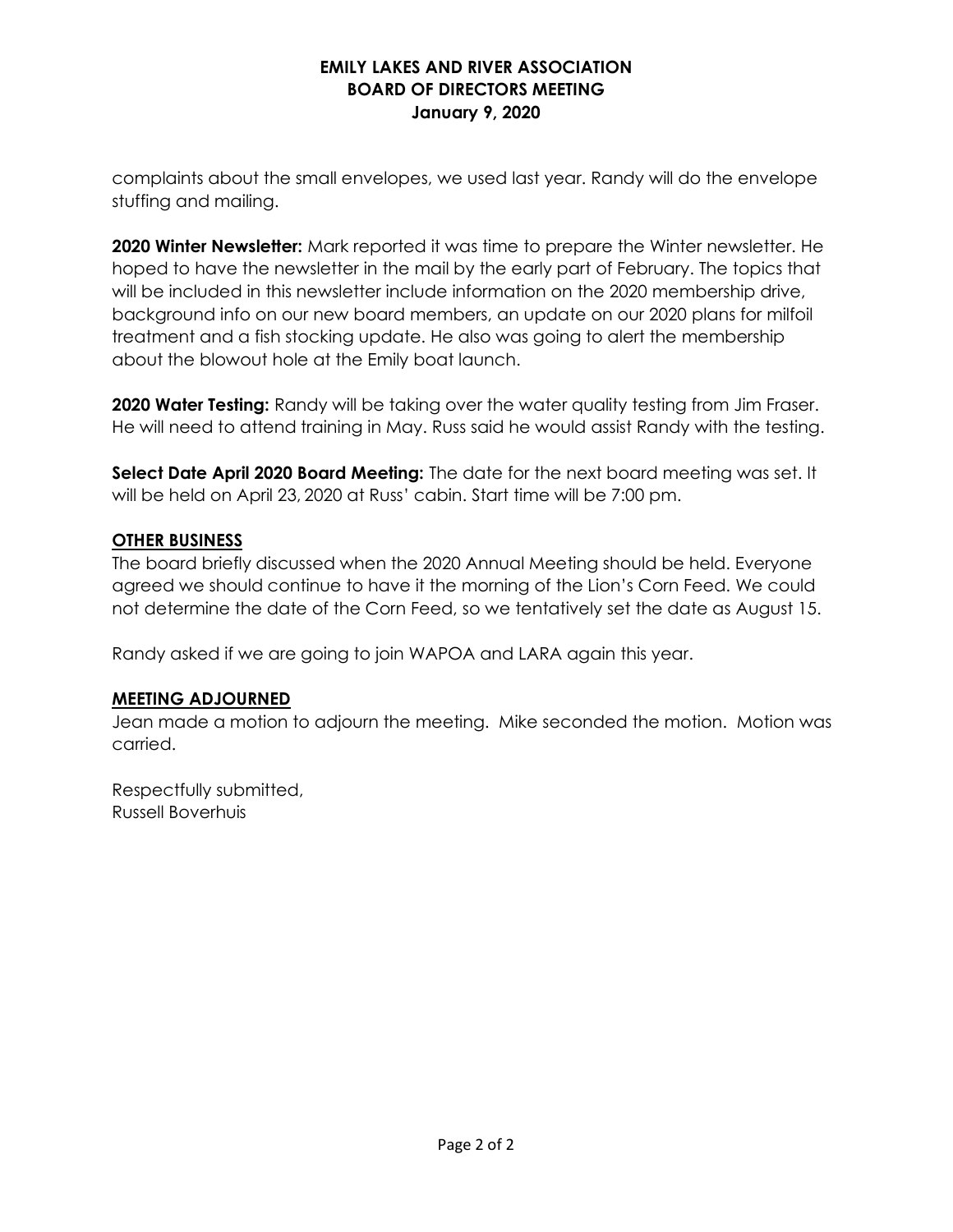complaints about the small envelopes, we used last year. Randy will do the envelope stuffing and mailing.

**2020 Winter Newsletter:** Mark reported it was time to prepare the Winter newsletter. He hoped to have the newsletter in the mail by the early part of February. The topics that will be included in this newsletter include information on the 2020 membership drive, background info on our new board members, an update on our 2020 plans for milfoil treatment and a fish stocking update. He also was going to alert the membership about the blowout hole at the Emily boat launch.

**2020 Water Testing:** Randy will be taking over the water quality testing from Jim Fraser. He will need to attend training in May. Russ said he would assist Randy with the testing.

**Select Date April 2020 Board Meeting:** The date for the next board meeting was set. It will be held on April 23, 2020 at Russ' cabin. Start time will be 7:00 pm.

## OTHER BUSINESS

The board briefly discussed when the 2020 Annual Meeting should be held. Everyone agreed we should continue to have it the morning of the Lion's Corn Feed. We could not determine the date of the Corn Feed, so we tentatively set the date as August 15.

Randy asked if we are going to join WAPOA and LARA again this year.

## MEETING ADJOURNED

Jean made a motion to adjourn the meeting. Mike seconded the motion. Motion was carried.

Respectfully submitted,
Russell Boverhuis